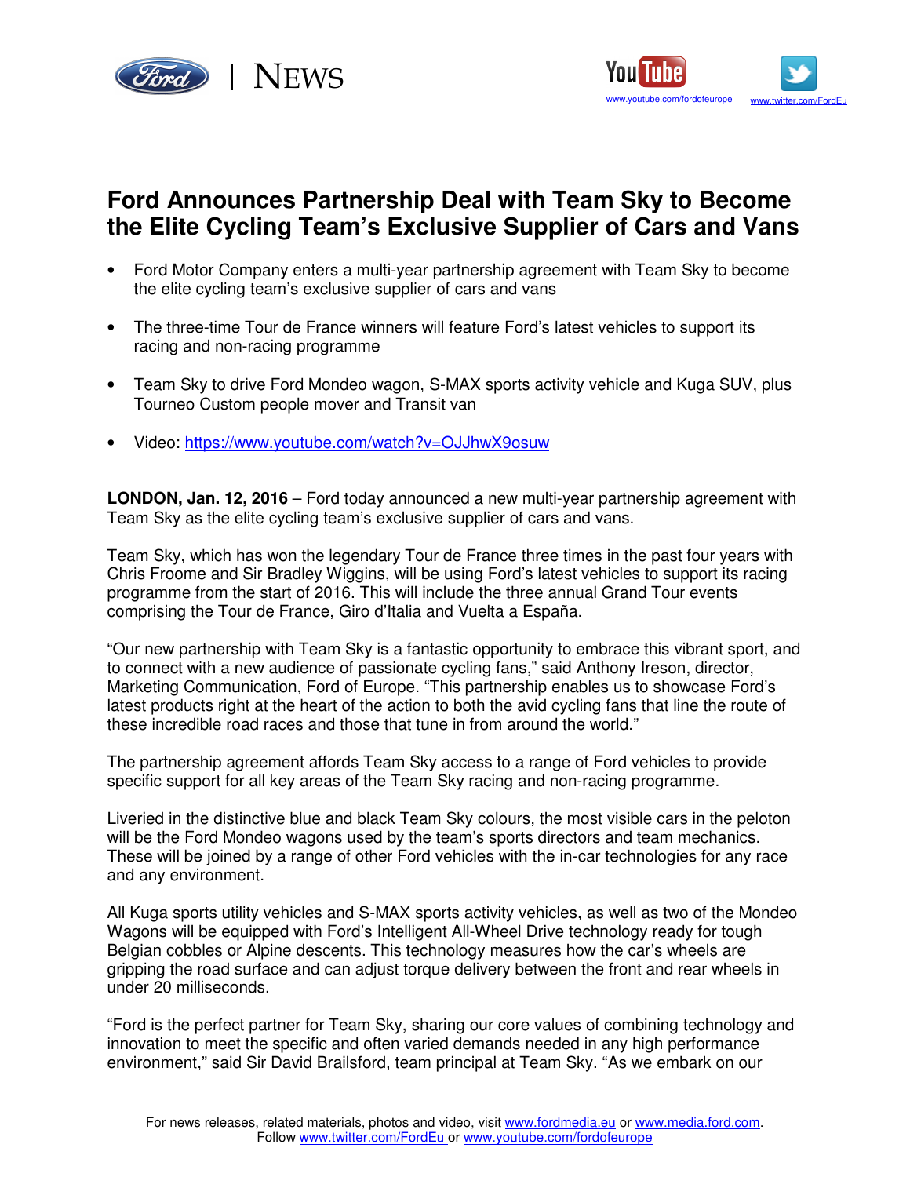# Ford Announces Partnership Deal with Team Sky to Become the Elite Cycling Team's Exclusive Supplier of Cars and Vans

- Ford Motor Company enters a multi-year partnership agreement with Team Sky to become the elite cycling team's exclusive supplier of cars and vans
- The three-time Tour de France winners will feature Ford's latest vehicles to support its racing and non-racing programme
- Team Sky to drive Ford Mondeo wagon, S-MAX sports activity vehicle and Kuga SUV, plus Tourneo Custom people mover and Transit van
- Video: https://www.youtube.com/watch?v=OJJhwX9osuw

**LONDON, Jan. 12, 2016** – Ford today announced a new multi-year partnership agreement with Team Sky as the elite cycling team's exclusive supplier of cars and vans.

Team Sky, which has won the legendary Tour de France three times in the past four years with Chris Froome and Sir Bradley Wiggins, will be using Ford's latest vehicles to support its racing programme from the start of 2016. This will include the three annual Grand Tour events comprising the Tour de France, Giro d'Italia and Vuelta a España.

"Our new partnership with Team Sky is a fantastic opportunity to embrace this vibrant sport, and to connect with a new audience of passionate cycling fans," said Anthony Ireson, director, Marketing Communication, Ford of Europe. "This partnership enables us to showcase Ford's latest products right at the heart of the action to both the avid cycling fans that line the route of these incredible road races and those that tune in from around the world."

The partnership agreement affords Team Sky access to a range of Ford vehicles to provide specific support for all key areas of the Team Sky racing and non-racing programme.

Liveried in the distinctive blue and black Team Sky colours, the most visible cars in the peloton will be the Ford Mondeo wagons used by the team's sports directors and team mechanics. These will be joined by a range of other Ford vehicles with the in-car technologies for any race and any environment.

All Kuga sports utility vehicles and S-MAX sports activity vehicles, as well as two of the Mondeo Wagons will be equipped with Ford's Intelligent All-Wheel Drive technology ready for tough Belgian cobbles or Alpine descents. This technology measures how the car's wheels are gripping the road surface and can adjust torque delivery between the front and rear wheels in under 20 milliseconds.

"Ford is the perfect partner for Team Sky, sharing our core values of combining technology and innovation to meet the specific and often varied demands needed in any high performance environment," said Sir David Brailsford, team principal at Team Sky. "As we embark on our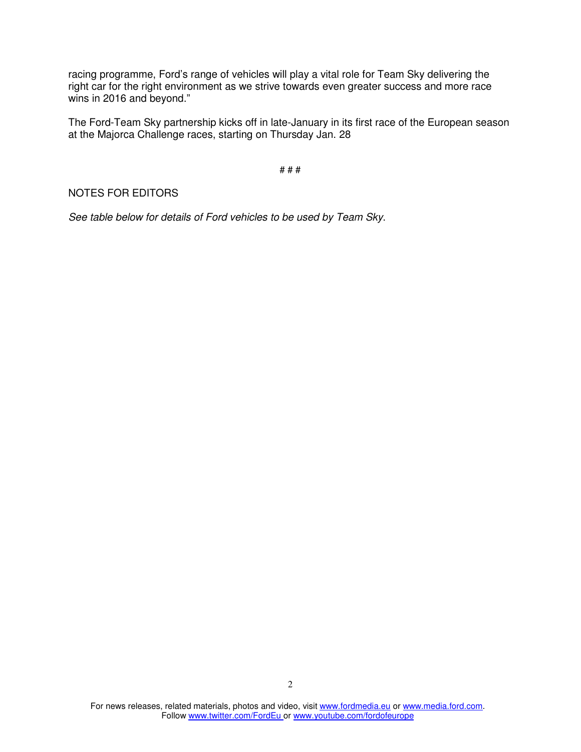racing programme, Ford's range of vehicles will play a vital role for Team Sky delivering the right car for the right environment as we strive towards even greater success and more race wins in 2016 and beyond."

The Ford-Team Sky partnership kicks off in late-January in its first race of the European season at the Majorca Challenge races, starting on Thursday Jan. 28

# # #

NOTES FOR EDITORS

*See table below for details of Ford vehicles to be used by Team Sky*.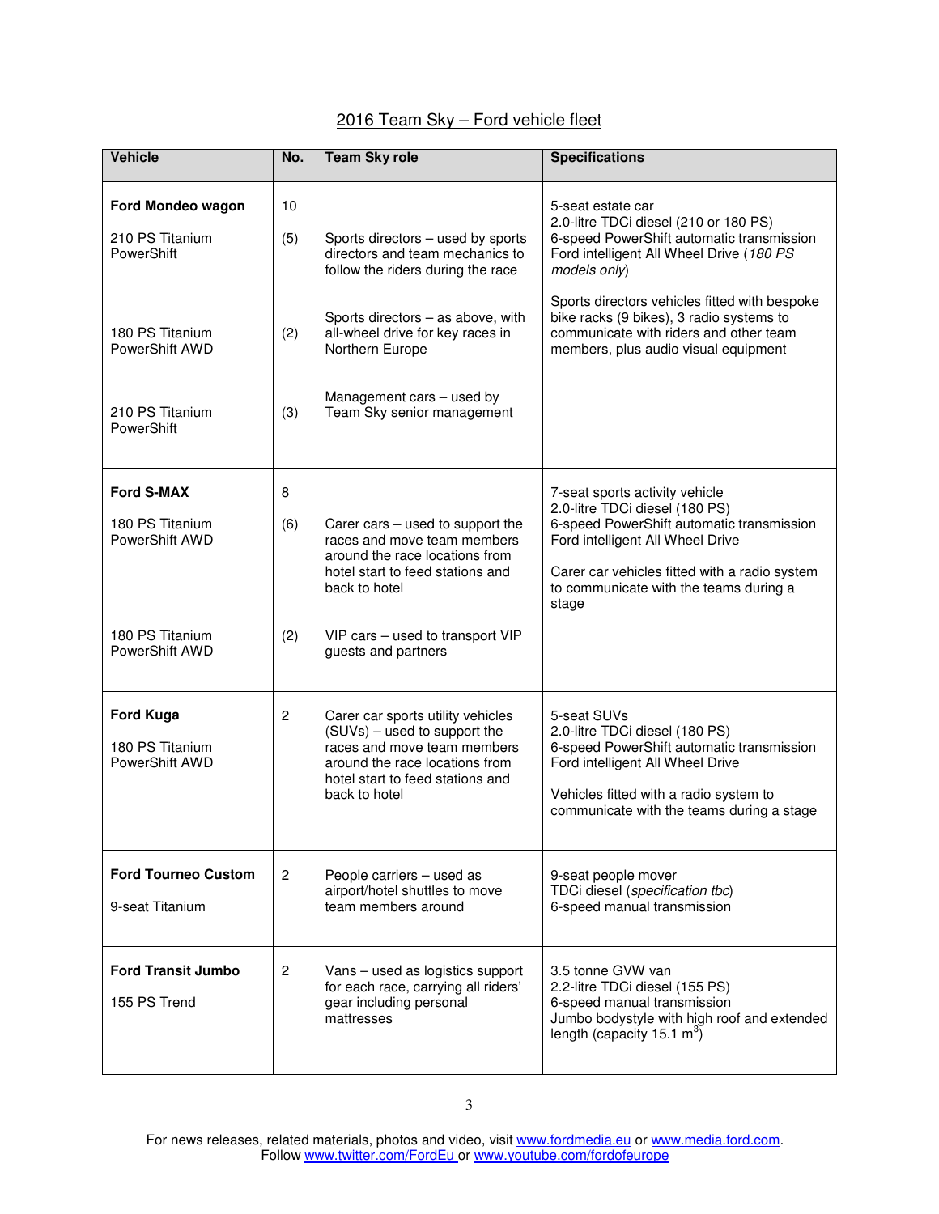## 2016 Team Sky – Ford vehicle fleet

| Vehicle | No. | Team Sky role | Specifications |
|---|---|---|---|
| **Ford Mondeo wagon** | 10 | | 5-seat estate car<br>2.0-litre TDCi diesel (210 or 180 PS)<br>6-speed PowerShift automatic transmission<br>Ford intelligent All Wheel Drive (*180 PS models only*)<br><br>Sports directors vehicles fitted with bespoke bike racks (9 bikes), 3 radio systems to communicate with riders and other team members, plus audio visual equipment |
| 210 PS Titanium PowerShift | (5) | Sports directors – used by sports directors and team mechanics to follow the riders during the race | |
| 180 PS Titanium PowerShift AWD | (2) | Sports directors – as above, with all-wheel drive for key races in Northern Europe | |
| 210 PS Titanium PowerShift | (3) | Management cars – used by Team Sky senior management | |
| **Ford S-MAX** | 8 | | 7-seat sports activity vehicle<br>2.0-litre TDCi diesel (180 PS)<br>6-speed PowerShift automatic transmission<br>Ford intelligent All Wheel Drive<br><br>Carer car vehicles fitted with a radio system to communicate with the teams during a stage |
| 180 PS Titanium PowerShift AWD | (6) | Carer cars – used to support the races and move team members around the race locations from hotel start to feed stations and back to hotel | |
| 180 PS Titanium PowerShift AWD | (2) | VIP cars – used to transport VIP guests and partners | |
| **Ford Kuga**<br><br>180 PS Titanium PowerShift AWD | 2 | Carer car sports utility vehicles (SUVs) – used to support the races and move team members around the race locations from hotel start to feed stations and back to hotel | 5-seat SUVs<br>2.0-litre TDCi diesel (180 PS)<br>6-speed PowerShift automatic transmission<br>Ford intelligent All Wheel Drive<br><br>Vehicles fitted with a radio system to communicate with the teams during a stage |
| **Ford Tourneo Custom**<br><br>9-seat Titanium | 2 | People carriers – used as airport/hotel shuttles to move team members around | 9-seat people mover<br>TDCi diesel (*specification tbc*)<br>6-speed manual transmission |
| **Ford Transit Jumbo**<br><br>155 PS Trend | 2 | Vans – used as logistics support for each race, carrying all riders' gear including personal mattresses | 3.5 tonne GVW van<br>2.2-litre TDCi diesel (155 PS)<br>6-speed manual transmission<br>Jumbo bodystyle with high roof and extended length (capacity 15.1 $m^3$) |

For news releases, related materials, photos and video, visit www.fordmedia.eu or www.media.ford.com.
Follow www.twitter.com/FordEu or www.youtube.com/fordofeurope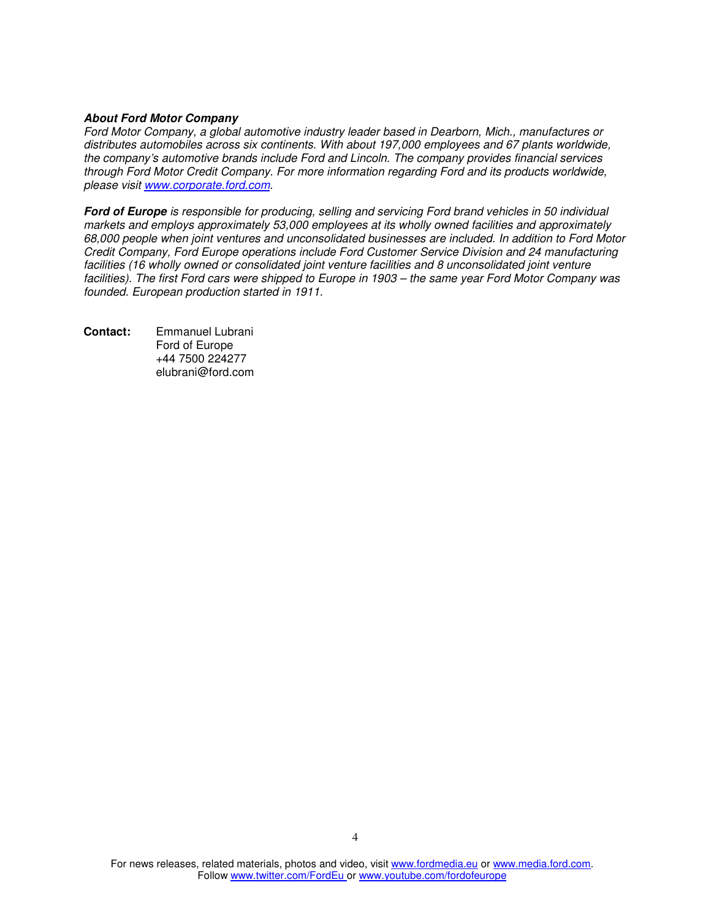***About Ford Motor Company***
*Ford Motor Company, a global automotive industry leader based in Dearborn, Mich., manufactures or distributes automobiles across six continents. With about 197,000 employees and 67 plants worldwide, the company's automotive brands include Ford and Lincoln. The company provides financial services through Ford Motor Credit Company. For more information regarding Ford and its products worldwide, please visit [www.corporate.ford.com](http://www.corporate.ford.com).*

***Ford of Europe*** *is responsible for producing, selling and servicing Ford brand vehicles in 50 individual markets and employs approximately 53,000 employees at its wholly owned facilities and approximately 68,000 people when joint ventures and unconsolidated businesses are included. In addition to Ford Motor Credit Company, Ford Europe operations include Ford Customer Service Division and 24 manufacturing facilities (16 wholly owned or consolidated joint venture facilities and 8 unconsolidated joint venture facilities). The first Ford cars were shipped to Europe in 1903 – the same year Ford Motor Company was founded. European production started in 1911.*

**Contact:** Emmanuel Lubrani
Ford of Europe
+44 7500 224277
elubrani@ford.com

For news releases, related materials, photos and video, visit [www.fordmedia.eu](http://www.fordmedia.eu) or [www.media.ford.com](http://www.media.ford.com).
Follow [www.twitter.com/FordEu](http://www.twitter.com/FordEu) or [www.youtube.com/fordofeurope](http://www.youtube.com/fordofeurope)